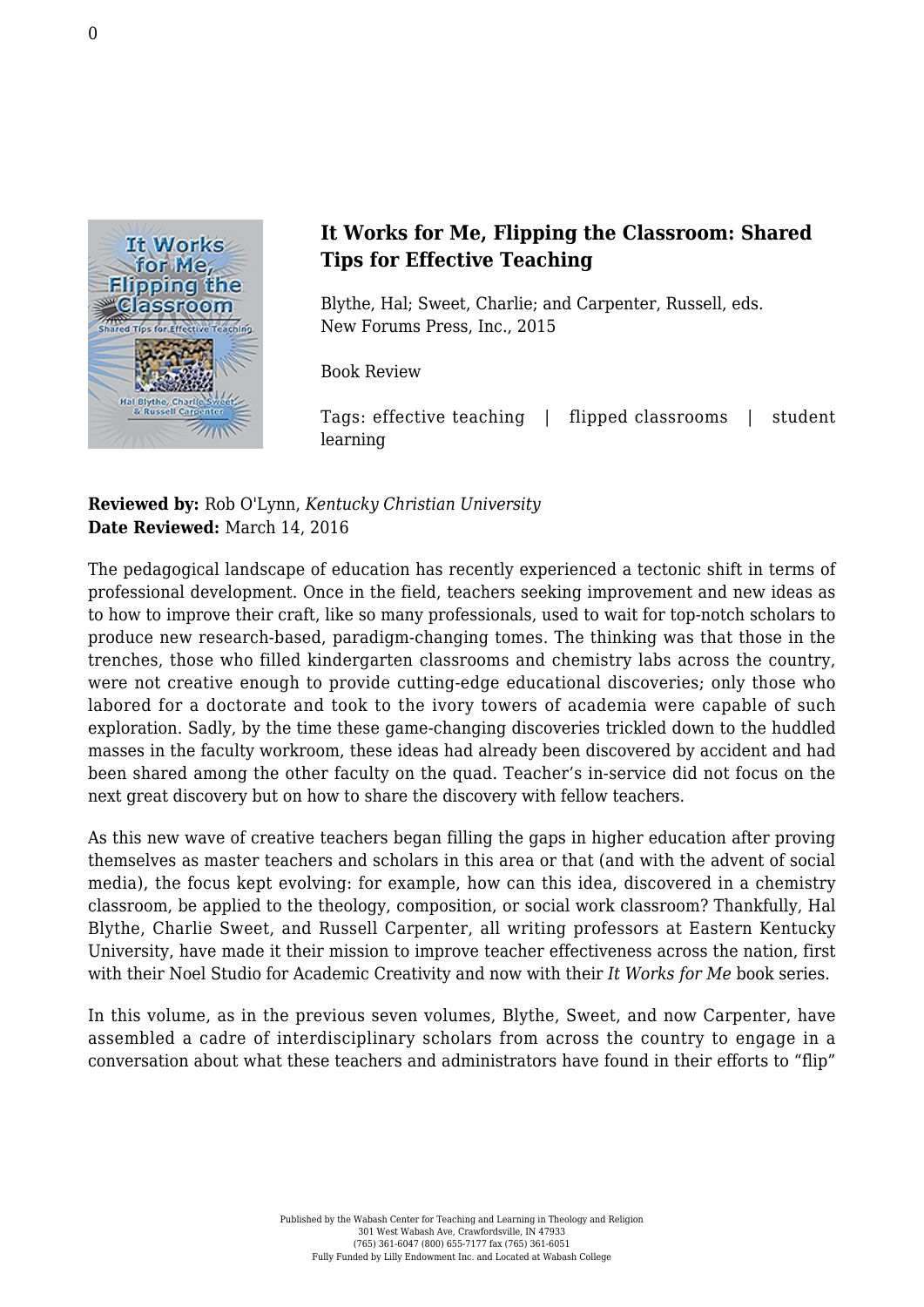## It Works for Me, Flipping the Classroom: Shared Tips for Effective Teaching

Blythe, Hal; Sweet, Charlie; and Carpenter, Russell, eds.
New Forums Press, Inc., 2015

Book Review

Tags: effective teaching | flipped classrooms | student learning

**Reviewed by:** Rob O'Lynn, *Kentucky Christian University*
**Date Reviewed:** March 14, 2016

The pedagogical landscape of education has recently experienced a tectonic shift in terms of professional development. Once in the field, teachers seeking improvement and new ideas as to how to improve their craft, like so many professionals, used to wait for top-notch scholars to produce new research-based, paradigm-changing tomes. The thinking was that those in the trenches, those who filled kindergarten classrooms and chemistry labs across the country, were not creative enough to provide cutting-edge educational discoveries; only those who labored for a doctorate and took to the ivory towers of academia were capable of such exploration. Sadly, by the time these game-changing discoveries trickled down to the huddled masses in the faculty workroom, these ideas had already been discovered by accident and had been shared among the other faculty on the quad. Teacher's in-service did not focus on the next great discovery but on how to share the discovery with fellow teachers.

As this new wave of creative teachers began filling the gaps in higher education after proving themselves as master teachers and scholars in this area or that (and with the advent of social media), the focus kept evolving: for example, how can this idea, discovered in a chemistry classroom, be applied to the theology, composition, or social work classroom? Thankfully, Hal Blythe, Charlie Sweet, and Russell Carpenter, all writing professors at Eastern Kentucky University, have made it their mission to improve teacher effectiveness across the nation, first with their Noel Studio for Academic Creativity and now with their *It Works for Me* book series.

In this volume, as in the previous seven volumes, Blythe, Sweet, and now Carpenter, have assembled a cadre of interdisciplinary scholars from across the country to engage in a conversation about what these teachers and administrators have found in their efforts to "flip"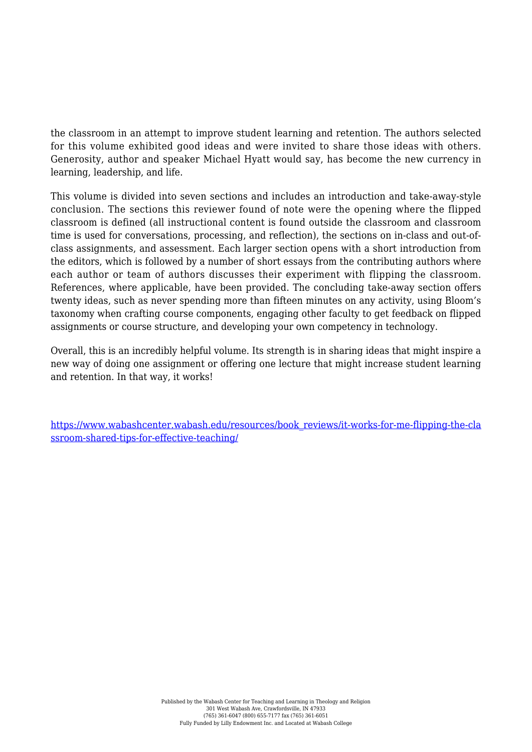the classroom in an attempt to improve student learning and retention. The authors selected for this volume exhibited good ideas and were invited to share those ideas with others. Generosity, author and speaker Michael Hyatt would say, has become the new currency in learning, leadership, and life.

This volume is divided into seven sections and includes an introduction and take-away-style conclusion. The sections this reviewer found of note were the opening where the flipped classroom is defined (all instructional content is found outside the classroom and classroom time is used for conversations, processing, and reflection), the sections on in-class and out-of-class assignments, and assessment. Each larger section opens with a short introduction from the editors, which is followed by a number of short essays from the contributing authors where each author or team of authors discusses their experiment with flipping the classroom. References, where applicable, have been provided. The concluding take-away section offers twenty ideas, such as never spending more than fifteen minutes on any activity, using Bloom's taxonomy when crafting course components, engaging other faculty to get feedback on flipped assignments or course structure, and developing your own competency in technology.

Overall, this is an incredibly helpful volume. Its strength is in sharing ideas that might inspire a new way of doing one assignment or offering one lecture that might increase student learning and retention. In that way, it works!

[https://www.wabashcenter.wabash.edu/resources/book_reviews/it-works-for-me-flipping-the-classroom-shared-tips-for-effective-teaching/](https://www.wabashcenter.wabash.edu/resources/book_reviews/it-works-for-me-flipping-the-classroom-shared-tips-for-effective-teaching/)